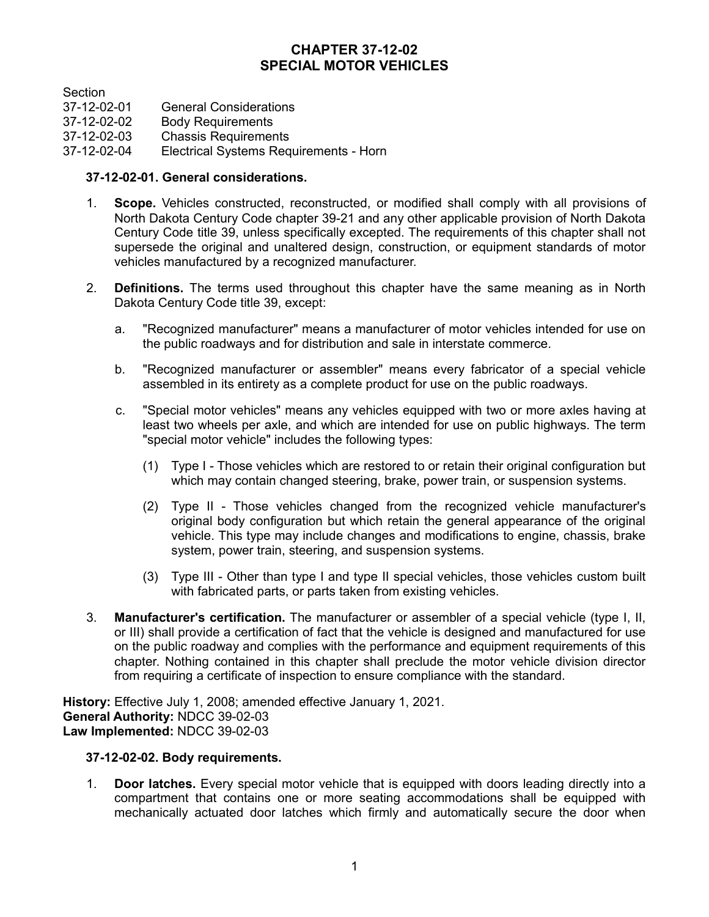# CHAPTER 37-12-02
# SPECIAL MOTOR VEHICLES

Section
37-12-02-01 General Considerations
37-12-02-02 Body Requirements
37-12-02-03 Chassis Requirements
37-12-02-04 Electrical Systems Requirements - Horn

**37-12-02-01. General considerations.**

1. **Scope.** Vehicles constructed, reconstructed, or modified shall comply with all provisions of North Dakota Century Code chapter 39-21 and any other applicable provision of North Dakota Century Code title 39, unless specifically excepted. The requirements of this chapter shall not supersede the original and unaltered design, construction, or equipment standards of motor vehicles manufactured by a recognized manufacturer.

2. **Definitions.** The terms used throughout this chapter have the same meaning as in North Dakota Century Code title 39, except:

   a. "Recognized manufacturer" means a manufacturer of motor vehicles intended for use on the public roadways and for distribution and sale in interstate commerce.

   b. "Recognized manufacturer or assembler" means every fabricator of a special vehicle assembled in its entirety as a complete product for use on the public roadways.

   c. "Special motor vehicles" means any vehicles equipped with two or more axles having at least two wheels per axle, and which are intended for use on public highways. The term "special motor vehicle" includes the following types:

      (1) Type I - Those vehicles which are restored to or retain their original configuration but which may contain changed steering, brake, power train, or suspension systems.

      (2) Type II - Those vehicles changed from the recognized vehicle manufacturer's original body configuration but which retain the general appearance of the original vehicle. This type may include changes and modifications to engine, chassis, brake system, power train, steering, and suspension systems.

      (3) Type III - Other than type I and type II special vehicles, those vehicles custom built with fabricated parts, or parts taken from existing vehicles.

3. **Manufacturer's certification.** The manufacturer or assembler of a special vehicle (type I, II, or III) shall provide a certification of fact that the vehicle is designed and manufactured for use on the public roadway and complies with the performance and equipment requirements of this chapter. Nothing contained in this chapter shall preclude the motor vehicle division director from requiring a certificate of inspection to ensure compliance with the standard.

**History:** Effective July 1, 2008; amended effective January 1, 2021.
**General Authority:** NDCC 39-02-03
**Law Implemented:** NDCC 39-02-03

**37-12-02-02. Body requirements.**

1. **Door latches.** Every special motor vehicle that is equipped with doors leading directly into a compartment that contains one or more seating accommodations shall be equipped with mechanically actuated door latches which firmly and automatically secure the door when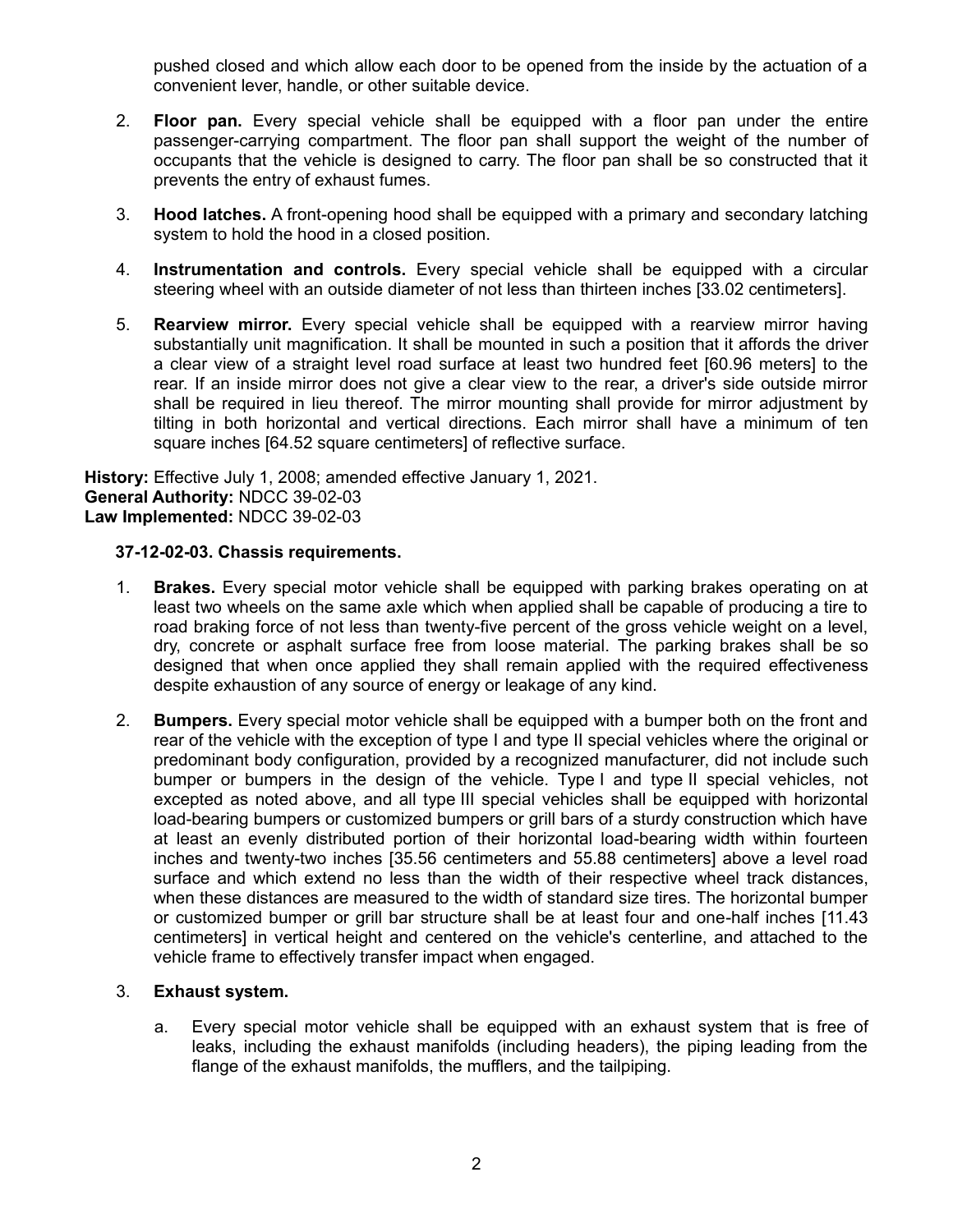pushed closed and which allow each door to be opened from the inside by the actuation of a convenient lever, handle, or other suitable device.

2. **Floor pan.** Every special vehicle shall be equipped with a floor pan under the entire passenger-carrying compartment. The floor pan shall support the weight of the number of occupants that the vehicle is designed to carry. The floor pan shall be so constructed that it prevents the entry of exhaust fumes.

3. **Hood latches.** A front-opening hood shall be equipped with a primary and secondary latching system to hold the hood in a closed position.

4. **Instrumentation and controls.** Every special vehicle shall be equipped with a circular steering wheel with an outside diameter of not less than thirteen inches [33.02 centimeters].

5. **Rearview mirror.** Every special vehicle shall be equipped with a rearview mirror having substantially unit magnification. It shall be mounted in such a position that it affords the driver a clear view of a straight level road surface at least two hundred feet [60.96 meters] to the rear. If an inside mirror does not give a clear view to the rear, a driver's side outside mirror shall be required in lieu thereof. The mirror mounting shall provide for mirror adjustment by tilting in both horizontal and vertical directions. Each mirror shall have a minimum of ten square inches [64.52 square centimeters] of reflective surface.

**History:** Effective July 1, 2008; amended effective January 1, 2021.
**General Authority:** NDCC 39-02-03
**Law Implemented:** NDCC 39-02-03

**37-12-02-03. Chassis requirements.**

1. **Brakes.** Every special motor vehicle shall be equipped with parking brakes operating on at least two wheels on the same axle which when applied shall be capable of producing a tire to road braking force of not less than twenty-five percent of the gross vehicle weight on a level, dry, concrete or asphalt surface free from loose material. The parking brakes shall be so designed that when once applied they shall remain applied with the required effectiveness despite exhaustion of any source of energy or leakage of any kind.

2. **Bumpers.** Every special motor vehicle shall be equipped with a bumper both on the front and rear of the vehicle with the exception of type I and type II special vehicles where the original or predominant body configuration, provided by a recognized manufacturer, did not include such bumper or bumpers in the design of the vehicle. Type I and type II special vehicles, not excepted as noted above, and all type III special vehicles shall be equipped with horizontal load-bearing bumpers or customized bumpers or grill bars of a sturdy construction which have at least an evenly distributed portion of their horizontal load-bearing width within fourteen inches and twenty-two inches [35.56 centimeters and 55.88 centimeters] above a level road surface and which extend no less than the width of their respective wheel track distances, when these distances are measured to the width of standard size tires. The horizontal bumper or customized bumper or grill bar structure shall be at least four and one-half inches [11.43 centimeters] in vertical height and centered on the vehicle's centerline, and attached to the vehicle frame to effectively transfer impact when engaged.

3. **Exhaust system.**

   a. Every special motor vehicle shall be equipped with an exhaust system that is free of leaks, including the exhaust manifolds (including headers), the piping leading from the flange of the exhaust manifolds, the mufflers, and the tailpiping.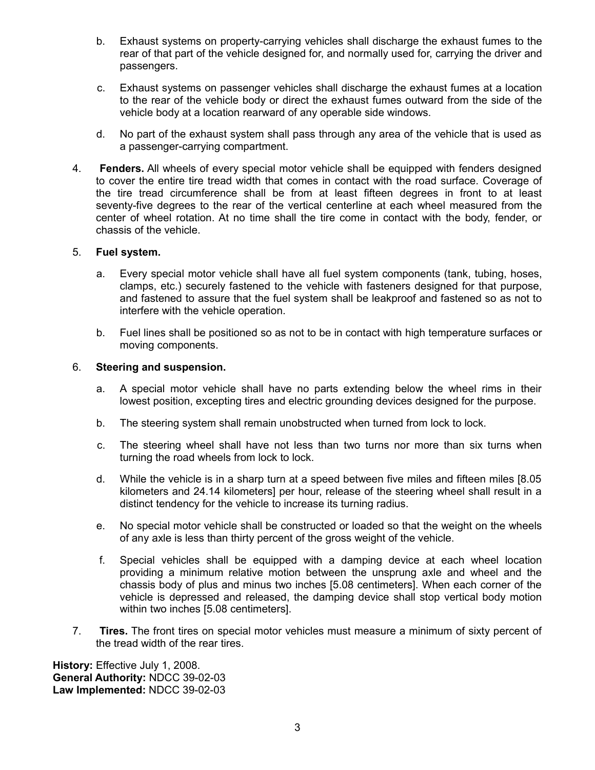b. Exhaust systems on property-carrying vehicles shall discharge the exhaust fumes to the rear of that part of the vehicle designed for, and normally used for, carrying the driver and passengers.

c. Exhaust systems on passenger vehicles shall discharge the exhaust fumes at a location to the rear of the vehicle body or direct the exhaust fumes outward from the side of the vehicle body at a location rearward of any operable side windows.

d. No part of the exhaust system shall pass through any area of the vehicle that is used as a passenger-carrying compartment.

4. **Fenders.** All wheels of every special motor vehicle shall be equipped with fenders designed to cover the entire tire tread width that comes in contact with the road surface. Coverage of the tire tread circumference shall be from at least fifteen degrees in front to at least seventy-five degrees to the rear of the vertical centerline at each wheel measured from the center of wheel rotation. At no time shall the tire come in contact with the body, fender, or chassis of the vehicle.

5. **Fuel system.**

   a. Every special motor vehicle shall have all fuel system components (tank, tubing, hoses, clamps, etc.) securely fastened to the vehicle with fasteners designed for that purpose, and fastened to assure that the fuel system shall be leakproof and fastened so as not to interfere with the vehicle operation.

   b. Fuel lines shall be positioned so as not to be in contact with high temperature surfaces or moving components.

6. **Steering and suspension.**

   a. A special motor vehicle shall have no parts extending below the wheel rims in their lowest position, excepting tires and electric grounding devices designed for the purpose.

   b. The steering system shall remain unobstructed when turned from lock to lock.

   c. The steering wheel shall have not less than two turns nor more than six turns when turning the road wheels from lock to lock.

   d. While the vehicle is in a sharp turn at a speed between five miles and fifteen miles [8.05 kilometers and 24.14 kilometers] per hour, release of the steering wheel shall result in a distinct tendency for the vehicle to increase its turning radius.

   e. No special motor vehicle shall be constructed or loaded so that the weight on the wheels of any axle is less than thirty percent of the gross weight of the vehicle.

   f. Special vehicles shall be equipped with a damping device at each wheel location providing a minimum relative motion between the unsprung axle and wheel and the chassis body of plus and minus two inches [5.08 centimeters]. When each corner of the vehicle is depressed and released, the damping device shall stop vertical body motion within two inches [5.08 centimeters].

7. **Tires.** The front tires on special motor vehicles must measure a minimum of sixty percent of the tread width of the rear tires.

**History:** Effective July 1, 2008.
**General Authority:** NDCC 39-02-03
**Law Implemented:** NDCC 39-02-03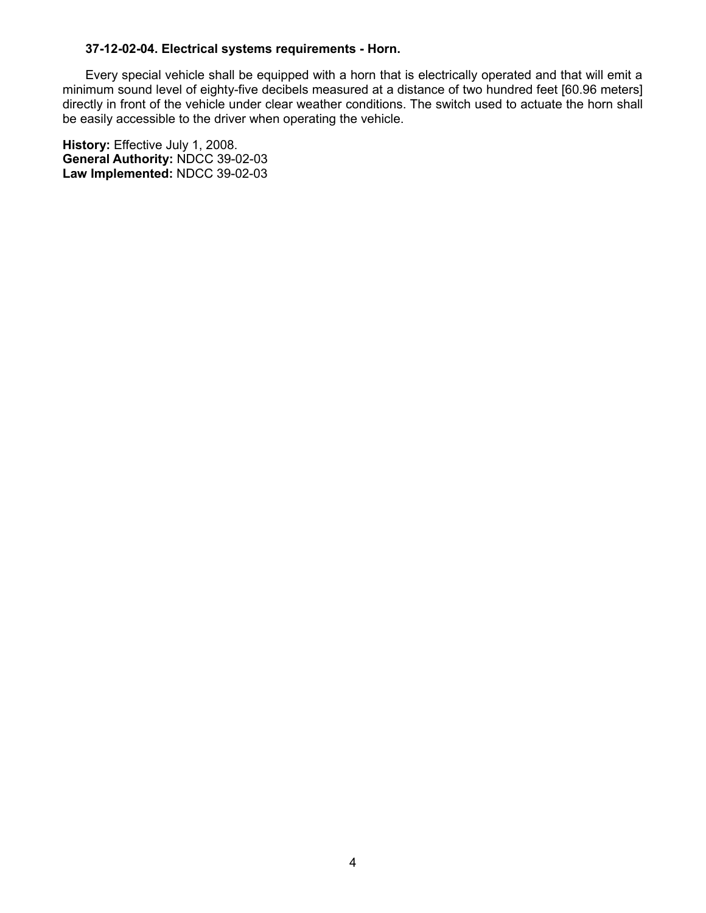**37-12-02-04. Electrical systems requirements - Horn.**

Every special vehicle shall be equipped with a horn that is electrically operated and that will emit a minimum sound level of eighty-five decibels measured at a distance of two hundred feet [60.96 meters] directly in front of the vehicle under clear weather conditions. The switch used to actuate the horn shall be easily accessible to the driver when operating the vehicle.

**History:** Effective July 1, 2008.
**General Authority:** NDCC 39-02-03
**Law Implemented:** NDCC 39-02-03